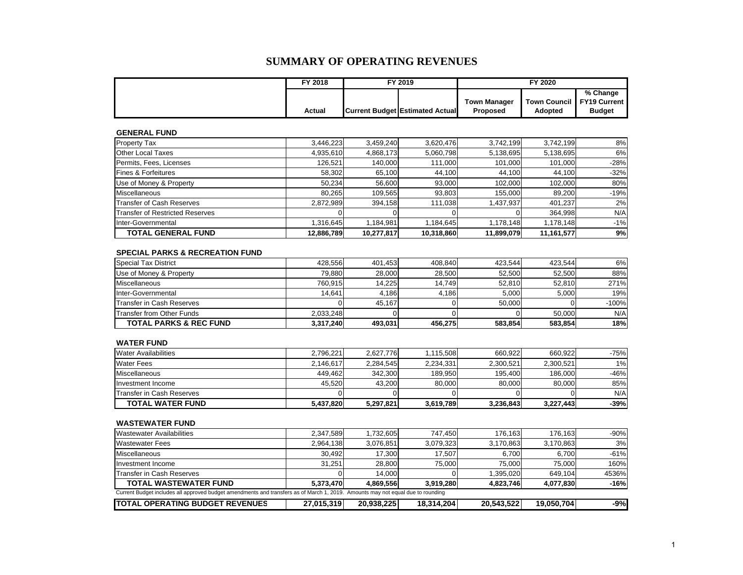# SUMMARY OF OPERATING REVENUES

| | FY 2018 | FY 2019 | | FY 2020 | | |
|---|---|---|---|---|---|---|
| | Actual | Current Budget | Estimated Actual | Town Manager Proposed | Town Council Adopted | % Change FY19 Current Budget |
| **GENERAL FUND** | | | | | | |
| Property Tax | 3,446,223 | 3,459,240 | 3,620,476 | 3,742,199 | 3,742,199 | 8% |
| Other Local Taxes | 4,935,610 | 4,868,173 | 5,060,798 | 5,138,695 | 5,138,695 | 6% |
| Permits, Fees, Licenses | 126,521 | 140,000 | 111,000 | 101,000 | 101,000 | -28% |
| Fines & Forfeitures | 58,302 | 65,100 | 44,100 | 44,100 | 44,100 | -32% |
| Use of Money & Property | 50,234 | 56,600 | 93,000 | 102,000 | 102,000 | 80% |
| Miscellaneous | 80,265 | 109,565 | 93,803 | 155,000 | 89,200 | -19% |
| Transfer of Cash Reserves | 2,872,989 | 394,158 | 111,038 | 1,437,937 | 401,237 | 2% |
| Transfer of Restricted Reserves | 0 | 0 | 0 | 0 | 364,998 | N/A |
| Inter-Governmental | 1,316,645 | 1,184,981 | 1,184,645 | 1,178,148 | 1,178,148 | -1% |
| **TOTAL GENERAL FUND** | **12,886,789** | **10,277,817** | **10,318,860** | **11,899,079** | **11,161,577** | **9%** |
| **SPECIAL PARKS & RECREATION FUND** | | | | | | |
| Special Tax District | 428,556 | 401,453 | 408,840 | 423,544 | 423,544 | 6% |
| Use of Money & Property | 79,880 | 28,000 | 28,500 | 52,500 | 52,500 | 88% |
| Miscellaneous | 760,915 | 14,225 | 14,749 | 52,810 | 52,810 | 271% |
| Inter-Governmental | 14,641 | 4,186 | 4,186 | 5,000 | 5,000 | 19% |
| Transfer in Cash Reserves | 0 | 45,167 | 0 | 50,000 | 0 | -100% |
| Transfer from Other Funds | 2,033,248 | 0 | 0 | 0 | 50,000 | N/A |
| **TOTAL PARKS & REC FUND** | **3,317,240** | **493,031** | **456,275** | **583,854** | **583,854** | **18%** |
| **WATER FUND** | | | | | | |
| Water Availabilities | 2,796,221 | 2,627,776 | 1,115,508 | 660,922 | 660,922 | -75% |
| Water Fees | 2,146,617 | 2,284,545 | 2,234,331 | 2,300,521 | 2,300,521 | 1% |
| Miscellaneous | 449,462 | 342,300 | 189,950 | 195,400 | 186,000 | -46% |
| Investment Income | 45,520 | 43,200 | 80,000 | 80,000 | 80,000 | 85% |
| Transfer in Cash Reserves | 0 | 0 | 0 | 0 | 0 | N/A |
| **TOTAL WATER FUND** | **5,437,820** | **5,297,821** | **3,619,789** | **3,236,843** | **3,227,443** | **-39%** |
| **WASTEWATER FUND** | | | | | | |
| Wastewater Availabilities | 2,347,589 | 1,732,605 | 747,450 | 176,163 | 176,163 | -90% |
| Wastewater Fees | 2,964,138 | 3,076,851 | 3,079,323 | 3,170,863 | 3,170,863 | 3% |
| Miscellaneous | 30,492 | 17,300 | 17,507 | 6,700 | 6,700 | -61% |
| Investment Income | 31,251 | 28,800 | 75,000 | 75,000 | 75,000 | 160% |
| Transfer in Cash Reserves | 0 | 14,000 | 0 | 1,395,020 | 649,104 | 4536% |
| **TOTAL WASTEWATER FUND** | **5,373,470** | **4,869,556** | **3,919,280** | **4,823,746** | **4,077,830** | **-16%** |
| **TOTAL OPERATING BUDGET REVENUES** | **27,015,319** | **20,938,225** | **18,314,204** | **20,543,522** | **19,050,704** | **-9%** |

Current Budget includes all approved budget amendments and transfers as of March 1, 2019. Amounts may not equal due to rounding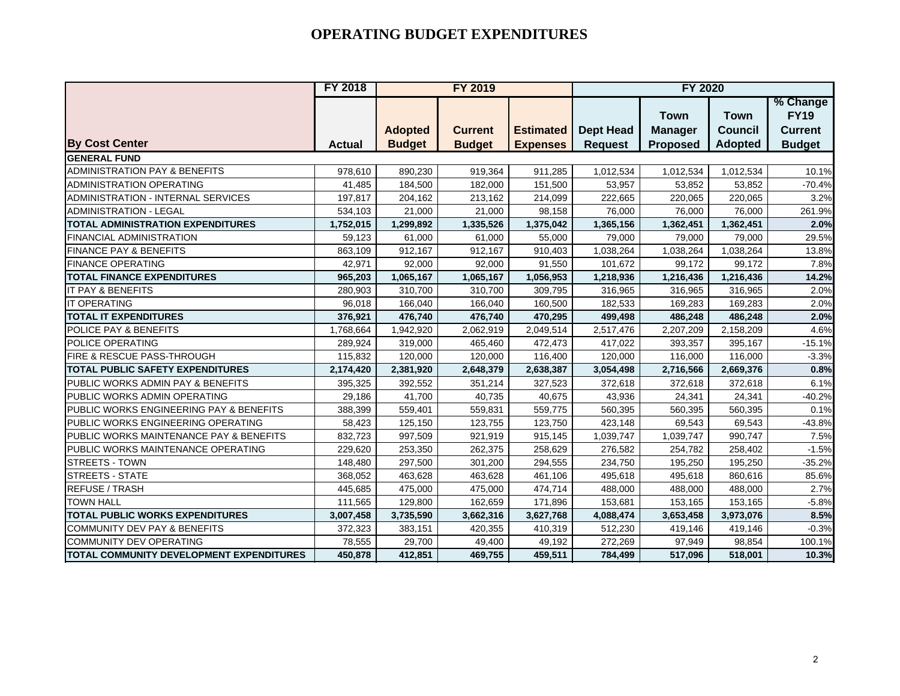# OPERATING BUDGET EXPENDITURES

| | FY 2018 | FY 2019 | | | FY 2020 | | | |
|---|---|---|---|---|---|---|---|---|
| **By Cost Center** | **Actual** | **Adopted Budget** | **Current Budget** | **Estimated Expenses** | **Dept Head Request** | **Town Manager Proposed** | **Town Council Adopted** | **% Change FY19 Current Budget** |
| **GENERAL FUND** | | | | | | | | |
| ADMINISTRATION PAY & BENEFITS | 978,610 | 890,230 | 919,364 | 911,285 | 1,012,534 | 1,012,534 | 1,012,534 | 10.1% |
| ADMINISTRATION OPERATING | 41,485 | 184,500 | 182,000 | 151,500 | 53,957 | 53,852 | 53,852 | -70.4% |
| ADMINISTRATION - INTERNAL SERVICES | 197,817 | 204,162 | 213,162 | 214,099 | 222,665 | 220,065 | 220,065 | 3.2% |
| ADMINISTRATION - LEGAL | 534,103 | 21,000 | 21,000 | 98,158 | 76,000 | 76,000 | 76,000 | 261.9% |
| **TOTAL ADMINISTRATION EXPENDITURES** | **1,752,015** | **1,299,892** | **1,335,526** | **1,375,042** | **1,365,156** | **1,362,451** | **1,362,451** | **2.0%** |
| FINANCIAL ADMINISTRATION | 59,123 | 61,000 | 61,000 | 55,000 | 79,000 | 79,000 | 79,000 | 29.5% |
| FINANCE PAY & BENEFITS | 863,109 | 912,167 | 912,167 | 910,403 | 1,038,264 | 1,038,264 | 1,038,264 | 13.8% |
| FINANCE OPERATING | 42,971 | 92,000 | 92,000 | 91,550 | 101,672 | 99,172 | 99,172 | 7.8% |
| **TOTAL FINANCE EXPENDITURES** | **965,203** | **1,065,167** | **1,065,167** | **1,056,953** | **1,218,936** | **1,216,436** | **1,216,436** | **14.2%** |
| IT PAY & BENEFITS | 280,903 | 310,700 | 310,700 | 309,795 | 316,965 | 316,965 | 316,965 | 2.0% |
| IT OPERATING | 96,018 | 166,040 | 166,040 | 160,500 | 182,533 | 169,283 | 169,283 | 2.0% |
| **TOTAL IT EXPENDITURES** | **376,921** | **476,740** | **476,740** | **470,295** | **499,498** | **486,248** | **486,248** | **2.0%** |
| POLICE PAY & BENEFITS | 1,768,664 | 1,942,920 | 2,062,919 | 2,049,514 | 2,517,476 | 2,207,209 | 2,158,209 | 4.6% |
| POLICE OPERATING | 289,924 | 319,000 | 465,460 | 472,473 | 417,022 | 393,357 | 395,167 | -15.1% |
| FIRE & RESCUE PASS-THROUGH | 115,832 | 120,000 | 120,000 | 116,400 | 120,000 | 116,000 | 116,000 | -3.3% |
| **TOTAL PUBLIC SAFETY EXPENDITURES** | **2,174,420** | **2,381,920** | **2,648,379** | **2,638,387** | **3,054,498** | **2,716,566** | **2,669,376** | **0.8%** |
| PUBLIC WORKS ADMIN PAY & BENEFITS | 395,325 | 392,552 | 351,214 | 327,523 | 372,618 | 372,618 | 372,618 | 6.1% |
| PUBLIC WORKS ADMIN OPERATING | 29,186 | 41,700 | 40,735 | 40,675 | 43,936 | 24,341 | 24,341 | -40.2% |
| PUBLIC WORKS ENGINEERING PAY & BENEFITS | 388,399 | 559,401 | 559,831 | 559,775 | 560,395 | 560,395 | 560,395 | 0.1% |
| PUBLIC WORKS ENGINEERING OPERATING | 58,423 | 125,150 | 123,755 | 123,750 | 423,148 | 69,543 | 69,543 | -43.8% |
| PUBLIC WORKS MAINTENANCE PAY & BENEFITS | 832,723 | 997,509 | 921,919 | 915,145 | 1,039,747 | 1,039,747 | 990,747 | 7.5% |
| PUBLIC WORKS MAINTENANCE OPERATING | 229,620 | 253,350 | 262,375 | 258,629 | 276,582 | 254,782 | 258,402 | -1.5% |
| STREETS - TOWN | 148,480 | 297,500 | 301,200 | 294,555 | 234,750 | 195,250 | 195,250 | -35.2% |
| STREETS - STATE | 368,052 | 463,628 | 463,628 | 461,106 | 495,618 | 495,618 | 860,616 | 85.6% |
| REFUSE / TRASH | 445,685 | 475,000 | 475,000 | 474,714 | 488,000 | 488,000 | 488,000 | 2.7% |
| TOWN HALL | 111,565 | 129,800 | 162,659 | 171,896 | 153,681 | 153,165 | 153,165 | -5.8% |
| **TOTAL PUBLIC WORKS EXPENDITURES** | **3,007,458** | **3,735,590** | **3,662,316** | **3,627,768** | **4,088,474** | **3,653,458** | **3,973,076** | **8.5%** |
| COMMUNITY DEV PAY & BENEFITS | 372,323 | 383,151 | 420,355 | 410,319 | 512,230 | 419,146 | 419,146 | -0.3% |
| COMMUNITY DEV OPERATING | 78,555 | 29,700 | 49,400 | 49,192 | 272,269 | 97,949 | 98,854 | 100.1% |
| **TOTAL COMMUNITY DEVELOPMENT EXPENDITURES** | **450,878** | **412,851** | **469,755** | **459,511** | **784,499** | **517,096** | **518,001** | **10.3%** |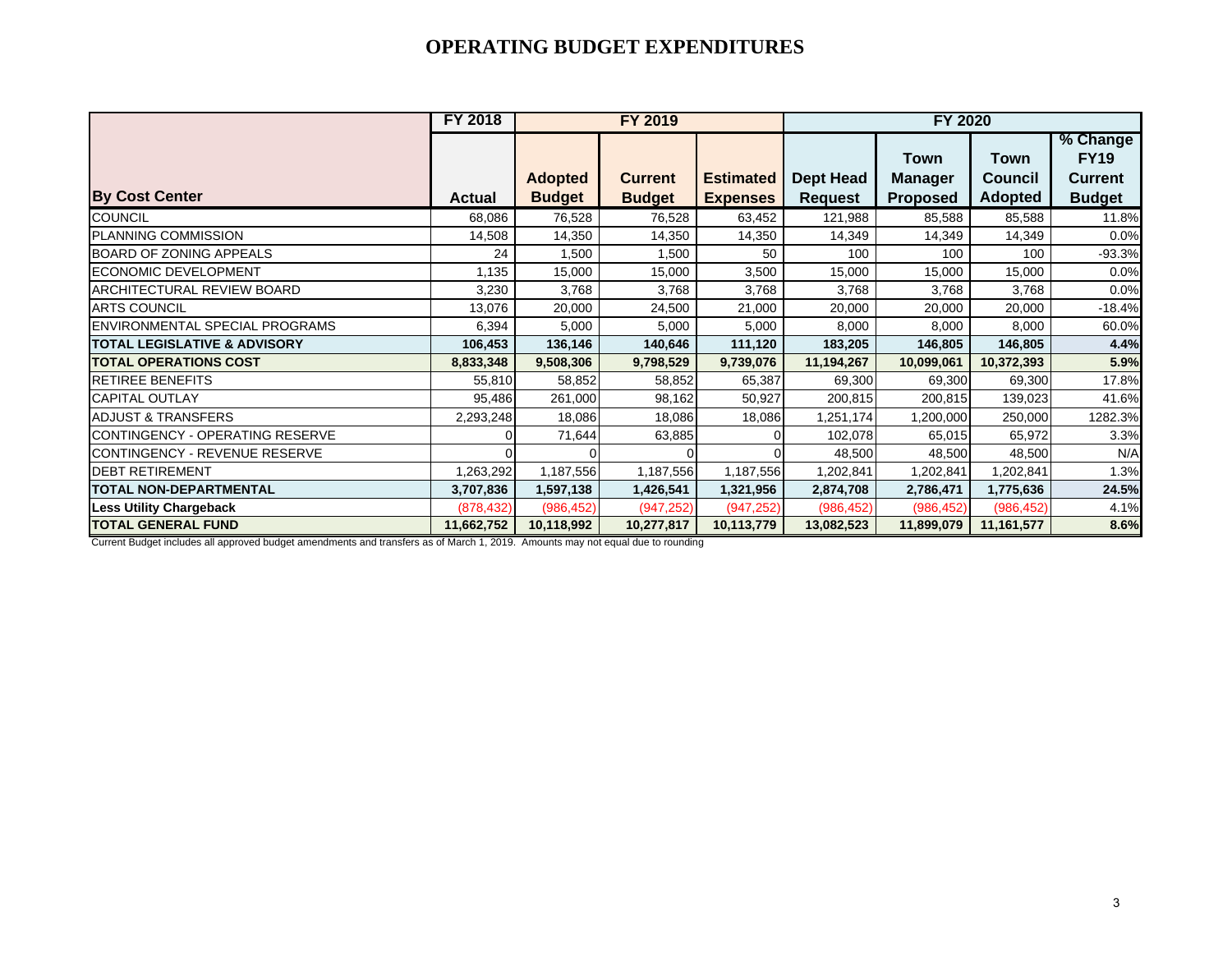# OPERATING BUDGET EXPENDITURES

| | FY 2018 | FY 2019 | | | FY 2020 | | | |
|---|---|---|---|---|---|---|---|---|
| **By Cost Center** | **Actual** | **Adopted Budget** | **Current Budget** | **Estimated Expenses** | **Dept Head Request** | **Town Manager Proposed** | **Town Council Adopted** | **% Change FY19 Current Budget** |
| COUNCIL | 68,086 | 76,528 | 76,528 | 63,452 | 121,988 | 85,588 | 85,588 | 11.8% |
| PLANNING COMMISSION | 14,508 | 14,350 | 14,350 | 14,350 | 14,349 | 14,349 | 14,349 | 0.0% |
| BOARD OF ZONING APPEALS | 24 | 1,500 | 1,500 | 50 | 100 | 100 | 100 | -93.3% |
| ECONOMIC DEVELOPMENT | 1,135 | 15,000 | 15,000 | 3,500 | 15,000 | 15,000 | 15,000 | 0.0% |
| ARCHITECTURAL REVIEW BOARD | 3,230 | 3,768 | 3,768 | 3,768 | 3,768 | 3,768 | 3,768 | 0.0% |
| ARTS COUNCIL | 13,076 | 20,000 | 24,500 | 21,000 | 20,000 | 20,000 | 20,000 | -18.4% |
| ENVIRONMENTAL SPECIAL PROGRAMS | 6,394 | 5,000 | 5,000 | 5,000 | 8,000 | 8,000 | 8,000 | 60.0% |
| **TOTAL LEGISLATIVE & ADVISORY** | **106,453** | **136,146** | **140,646** | **111,120** | **183,205** | **146,805** | **146,805** | **4.4%** |
| **TOTAL OPERATIONS COST** | **8,833,348** | **9,508,306** | **9,798,529** | **9,739,076** | **11,194,267** | **10,099,061** | **10,372,393** | **5.9%** |
| RETIREE BENEFITS | 55,810 | 58,852 | 58,852 | 65,387 | 69,300 | 69,300 | 69,300 | 17.8% |
| CAPITAL OUTLAY | 95,486 | 261,000 | 98,162 | 50,927 | 200,815 | 200,815 | 139,023 | 41.6% |
| ADJUST & TRANSFERS | 2,293,248 | 18,086 | 18,086 | 18,086 | 1,251,174 | 1,200,000 | 250,000 | 1282.3% |
| CONTINGENCY - OPERATING RESERVE | 0 | 71,644 | 63,885 | 0 | 102,078 | 65,015 | 65,972 | 3.3% |
| CONTINGENCY - REVENUE RESERVE | 0 | 0 | 0 | 0 | 48,500 | 48,500 | 48,500 | N/A |
| DEBT RETIREMENT | 1,263,292 | 1,187,556 | 1,187,556 | 1,187,556 | 1,202,841 | 1,202,841 | 1,202,841 | 1.3% |
| **TOTAL NON-DEPARTMENTAL** | **3,707,836** | **1,597,138** | **1,426,541** | **1,321,956** | **2,874,708** | **2,786,471** | **1,775,636** | **24.5%** |
| **Less Utility Chargeback** | (878,432) | (986,452) | (947,252) | (947,252) | (986,452) | (986,452) | (986,452) | 4.1% |
| **TOTAL GENERAL FUND** | **11,662,752** | **10,118,992** | **10,277,817** | **10,113,779** | **13,082,523** | **11,899,079** | **11,161,577** | **8.6%** |

Current Budget includes all approved budget amendments and transfers as of March 1, 2019. Amounts may not equal due to rounding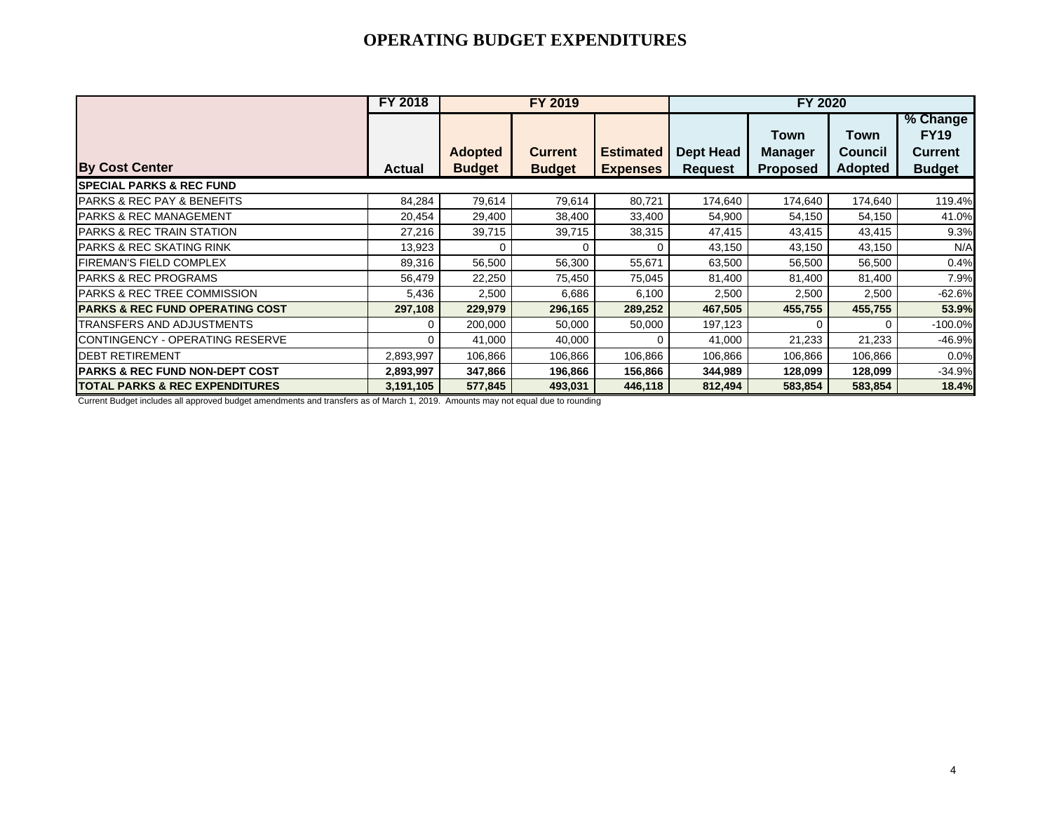# OPERATING BUDGET EXPENDITURES

| | FY 2018 | FY 2019 | | | FY 2020 | | | |
|---|---|---|---|---|---|---|---|---|
| **By Cost Center** | **Actual** | **Adopted Budget** | **Current Budget** | **Estimated Expenses** | **Dept Head Request** | **Town Manager Proposed** | **Town Council Adopted** | **% Change FY19 Current Budget** |
| **SPECIAL PARKS & REC FUND** | | | | | | | | |
| PARKS & REC PAY & BENEFITS | 84,284 | 79,614 | 79,614 | 80,721 | 174,640 | 174,640 | 174,640 | 119.4% |
| PARKS & REC MANAGEMENT | 20,454 | 29,400 | 38,400 | 33,400 | 54,900 | 54,150 | 54,150 | 41.0% |
| PARKS & REC TRAIN STATION | 27,216 | 39,715 | 39,715 | 38,315 | 47,415 | 43,415 | 43,415 | 9.3% |
| PARKS & REC SKATING RINK | 13,923 | 0 | 0 | 0 | 43,150 | 43,150 | 43,150 | N/A |
| FIREMAN'S FIELD COMPLEX | 89,316 | 56,500 | 56,300 | 55,671 | 63,500 | 56,500 | 56,500 | 0.4% |
| PARKS & REC PROGRAMS | 56,479 | 22,250 | 75,450 | 75,045 | 81,400 | 81,400 | 81,400 | 7.9% |
| PARKS & REC TREE COMMISSION | 5,436 | 2,500 | 6,686 | 6,100 | 2,500 | 2,500 | 2,500 | -62.6% |
| **PARKS & REC FUND OPERATING COST** | **297,108** | **229,979** | **296,165** | **289,252** | **467,505** | **455,755** | **455,755** | **53.9%** |
| TRANSFERS AND ADJUSTMENTS | 0 | 200,000 | 50,000 | 50,000 | 197,123 | 0 | 0 | -100.0% |
| CONTINGENCY - OPERATING RESERVE | 0 | 41,000 | 40,000 | 0 | 41,000 | 21,233 | 21,233 | -46.9% |
| DEBT RETIREMENT | 2,893,997 | 106,866 | 106,866 | 106,866 | 106,866 | 106,866 | 106,866 | 0.0% |
| **PARKS & REC FUND NON-DEPT COST** | **2,893,997** | **347,866** | **196,866** | **156,866** | **344,989** | **128,099** | **128,099** | **-34.9%** |
| **TOTAL PARKS & REC EXPENDITURES** | **3,191,105** | **577,845** | **493,031** | **446,118** | **812,494** | **583,854** | **583,854** | **18.4%** |

Current Budget includes all approved budget amendments and transfers as of March 1, 2019. Amounts may not equal due to rounding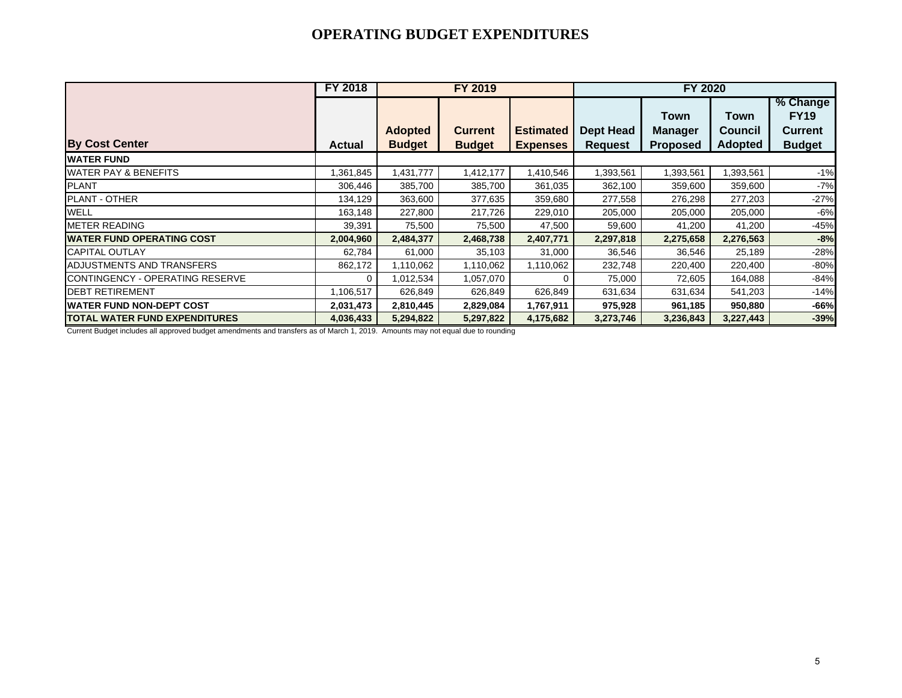# OPERATING BUDGET EXPENDITURES

| | FY 2018 | FY 2019 | | | FY 2020 | | | |
|---|---|---|---|---|---|---|---|---|
| **By Cost Center** | **Actual** | **Adopted Budget** | **Current Budget** | **Estimated Expenses** | **Dept Head Request** | **Town Manager Proposed** | **Town Council Adopted** | **% Change FY19 Current Budget** |
| **WATER FUND** | | | | | | | | |
| WATER PAY & BENEFITS | 1,361,845 | 1,431,777 | 1,412,177 | 1,410,546 | 1,393,561 | 1,393,561 | 1,393,561 | -1% |
| PLANT | 306,446 | 385,700 | 385,700 | 361,035 | 362,100 | 359,600 | 359,600 | -7% |
| PLANT - OTHER | 134,129 | 363,600 | 377,635 | 359,680 | 277,558 | 276,298 | 277,203 | -27% |
| WELL | 163,148 | 227,800 | 217,726 | 229,010 | 205,000 | 205,000 | 205,000 | -6% |
| METER READING | 39,391 | 75,500 | 75,500 | 47,500 | 59,600 | 41,200 | 41,200 | -45% |
| **WATER FUND OPERATING COST** | **2,004,960** | **2,484,377** | **2,468,738** | **2,407,771** | **2,297,818** | **2,275,658** | **2,276,563** | **-8%** |
| CAPITAL OUTLAY | 62,784 | 61,000 | 35,103 | 31,000 | 36,546 | 36,546 | 25,189 | -28% |
| ADJUSTMENTS AND TRANSFERS | 862,172 | 1,110,062 | 1,110,062 | 1,110,062 | 232,748 | 220,400 | 220,400 | -80% |
| CONTINGENCY - OPERATING RESERVE | 0 | 1,012,534 | 1,057,070 | 0 | 75,000 | 72,605 | 164,088 | -84% |
| DEBT RETIREMENT | 1,106,517 | 626,849 | 626,849 | 626,849 | 631,634 | 631,634 | 541,203 | -14% |
| **WATER FUND NON-DEPT COST** | **2,031,473** | **2,810,445** | **2,829,084** | **1,767,911** | **975,928** | **961,185** | **950,880** | **-66%** |
| **TOTAL WATER FUND EXPENDITURES** | **4,036,433** | **5,294,822** | **5,297,822** | **4,175,682** | **3,273,746** | **3,236,843** | **3,227,443** | **-39%** |

Current Budget includes all approved budget amendments and transfers as of March 1, 2019. Amounts may not equal due to rounding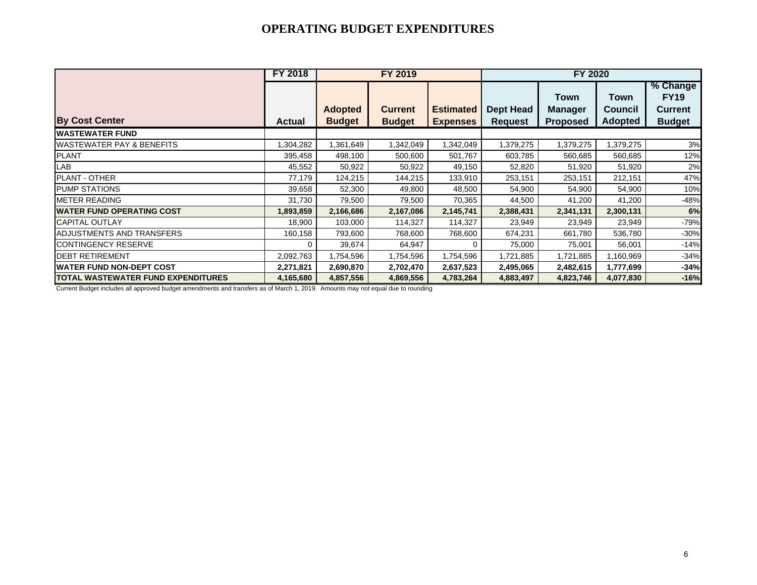# OPERATING BUDGET EXPENDITURES

| By Cost Center | FY 2018 | FY 2019 | | | FY 2020 | | | |
|---|---|---|---|---|---|---|---|---|
| | Actual | Adopted Budget | Current Budget | Estimated Expenses | Dept Head Request | Town Manager Proposed | Town Council Adopted | % Change FY19 Current Budget |
| **WASTEWATER FUND** | | | | | | | | |
| WASTEWATER PAY & BENEFITS | 1,304,282 | 1,361,649 | 1,342,049 | 1,342,049 | 1,379,275 | 1,379,275 | 1,379,275 | 3% |
| PLANT | 395,458 | 498,100 | 500,600 | 501,767 | 603,785 | 560,685 | 560,685 | 12% |
| LAB | 45,552 | 50,922 | 50,922 | 49,150 | 52,820 | 51,920 | 51,920 | 2% |
| PLANT - OTHER | 77,179 | 124,215 | 144,215 | 133,910 | 253,151 | 253,151 | 212,151 | 47% |
| PUMP STATIONS | 39,658 | 52,300 | 49,800 | 48,500 | 54,900 | 54,900 | 54,900 | 10% |
| METER READING | 31,730 | 79,500 | 79,500 | 70,365 | 44,500 | 41,200 | 41,200 | -48% |
| **WATER FUND OPERATING COST** | **1,893,859** | **2,166,686** | **2,167,086** | **2,145,741** | **2,388,431** | **2,341,131** | **2,300,131** | **6%** |
| CAPITAL OUTLAY | 18,900 | 103,000 | 114,327 | 114,327 | 23,949 | 23,949 | 23,949 | -79% |
| ADJUSTMENTS AND TRANSFERS | 160,158 | 793,600 | 768,600 | 768,600 | 674,231 | 661,780 | 536,780 | -30% |
| CONTINGENCY RESERVE | 0 | 39,674 | 64,947 | 0 | 75,000 | 75,001 | 56,001 | -14% |
| DEBT RETIREMENT | 2,092,763 | 1,754,596 | 1,754,596 | 1,754,596 | 1,721,885 | 1,721,885 | 1,160,969 | -34% |
| **WATER FUND NON-DEPT COST** | **2,271,821** | **2,690,870** | **2,702,470** | **2,637,523** | **2,495,065** | **2,482,615** | **1,777,699** | **-34%** |
| **TOTAL WASTEWATER FUND EXPENDITURES** | **4,165,680** | **4,857,556** | **4,869,556** | **4,783,264** | **4,883,497** | **4,823,746** | **4,077,830** | **-16%** |

Current Budget includes all approved budget amendments and transfers as of March 1, 2019. Amounts may not equal due to rounding